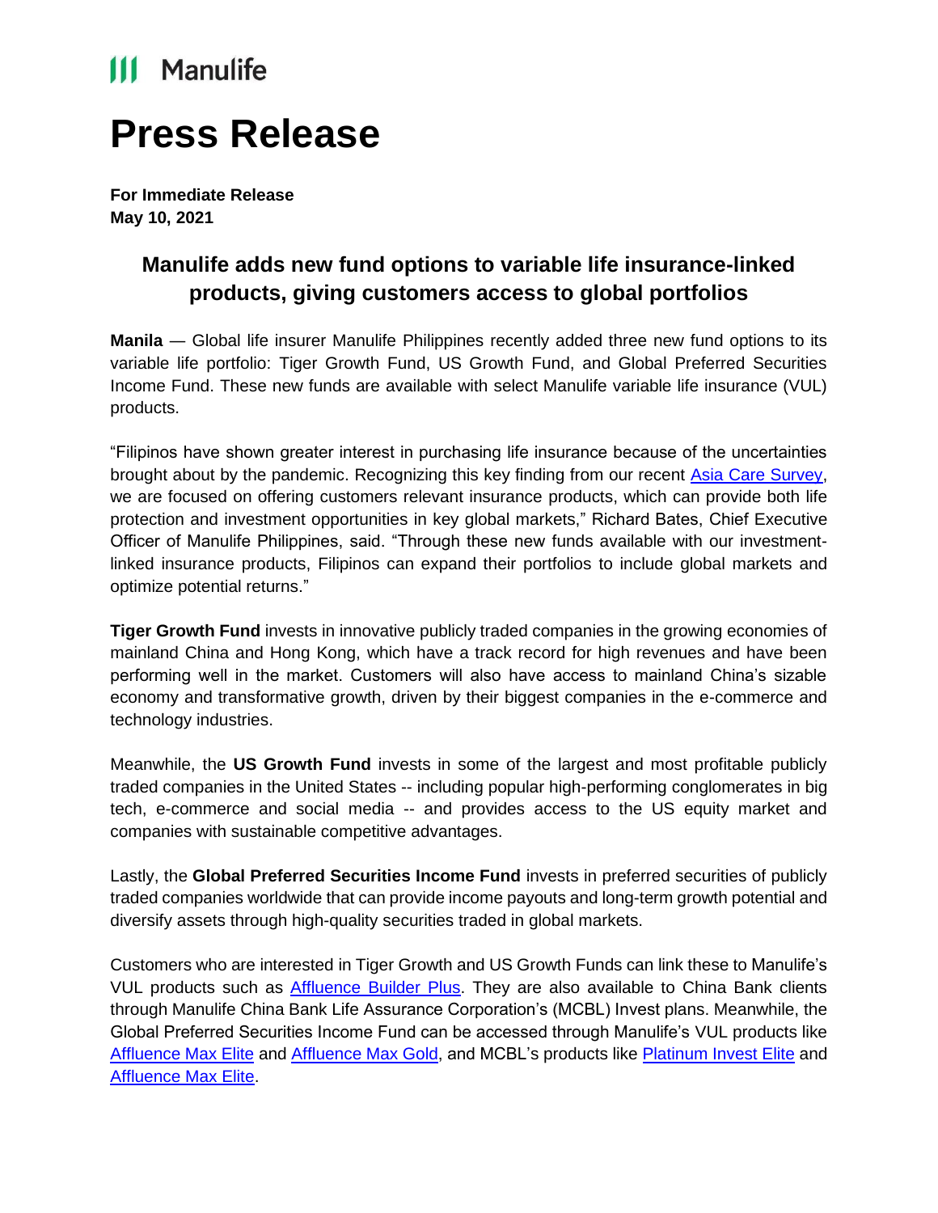Manulife

# Press Release

**For Immediate Release**
**May 10, 2021**

## Manulife adds new fund options to variable life insurance-linked products, giving customers access to global portfolios

**Manila** — Global life insurer Manulife Philippines recently added three new fund options to its variable life portfolio: Tiger Growth Fund, US Growth Fund, and Global Preferred Securities Income Fund. These new funds are available with select Manulife variable life insurance (VUL) products.

"Filipinos have shown greater interest in purchasing life insurance because of the uncertainties brought about by the pandemic. Recognizing this key finding from our recent Asia Care Survey, we are focused on offering customers relevant insurance products, which can provide both life protection and investment opportunities in key global markets," Richard Bates, Chief Executive Officer of Manulife Philippines, said. "Through these new funds available with our investment-linked insurance products, Filipinos can expand their portfolios to include global markets and optimize potential returns."

**Tiger Growth Fund** invests in innovative publicly traded companies in the growing economies of mainland China and Hong Kong, which have a track record for high revenues and have been performing well in the market. Customers will also have access to mainland China's sizable economy and transformative growth, driven by their biggest companies in the e-commerce and technology industries.

Meanwhile, the **US Growth Fund** invests in some of the largest and most profitable publicly traded companies in the United States -- including popular high-performing conglomerates in big tech, e-commerce and social media -- and provides access to the US equity market and companies with sustainable competitive advantages.

Lastly, the **Global Preferred Securities Income Fund** invests in preferred securities of publicly traded companies worldwide that can provide income payouts and long-term growth potential and diversify assets through high-quality securities traded in global markets.

Customers who are interested in Tiger Growth and US Growth Funds can link these to Manulife's VUL products such as Affluence Builder Plus. They are also available to China Bank clients through Manulife China Bank Life Assurance Corporation's (MCBL) Invest plans. Meanwhile, the Global Preferred Securities Income Fund can be accessed through Manulife's VUL products like Affluence Max Elite and Affluence Max Gold, and MCBL's products like Platinum Invest Elite and Affluence Max Elite.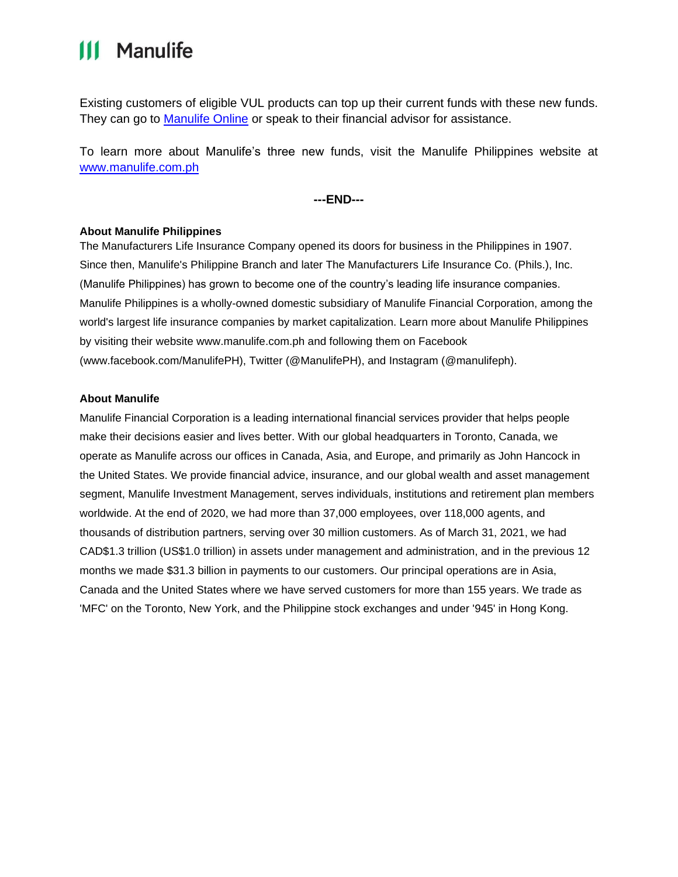Existing customers of eligible VUL products can top up their current funds with these new funds. They can go to [Manulife Online]() or speak to their financial advisor for assistance.

To learn more about Manulife's three new funds, visit the Manulife Philippines website at [www.manulife.com.ph](www.manulife.com.ph)

**---END---**

**About Manulife Philippines**

The Manufacturers Life Insurance Company opened its doors for business in the Philippines in 1907. Since then, Manulife's Philippine Branch and later The Manufacturers Life Insurance Co. (Phils.), Inc. (Manulife Philippines) has grown to become one of the country's leading life insurance companies. Manulife Philippines is a wholly-owned domestic subsidiary of Manulife Financial Corporation, among the world's largest life insurance companies by market capitalization. Learn more about Manulife Philippines by visiting their website www.manulife.com.ph and following them on Facebook (www.facebook.com/ManulifePH), Twitter (@ManulifePH), and Instagram (@manulifeph).

**About Manulife**

Manulife Financial Corporation is a leading international financial services provider that helps people make their decisions easier and lives better. With our global headquarters in Toronto, Canada, we operate as Manulife across our offices in Canada, Asia, and Europe, and primarily as John Hancock in the United States. We provide financial advice, insurance, and our global wealth and asset management segment, Manulife Investment Management, serves individuals, institutions and retirement plan members worldwide. At the end of 2020, we had more than 37,000 employees, over 118,000 agents, and thousands of distribution partners, serving over 30 million customers. As of March 31, 2021, we had CAD$1.3 trillion (US$1.0 trillion) in assets under management and administration, and in the previous 12 months we made $31.3 billion in payments to our customers. Our principal operations are in Asia, Canada and the United States where we have served customers for more than 155 years. We trade as 'MFC' on the Toronto, New York, and the Philippine stock exchanges and under '945' in Hong Kong.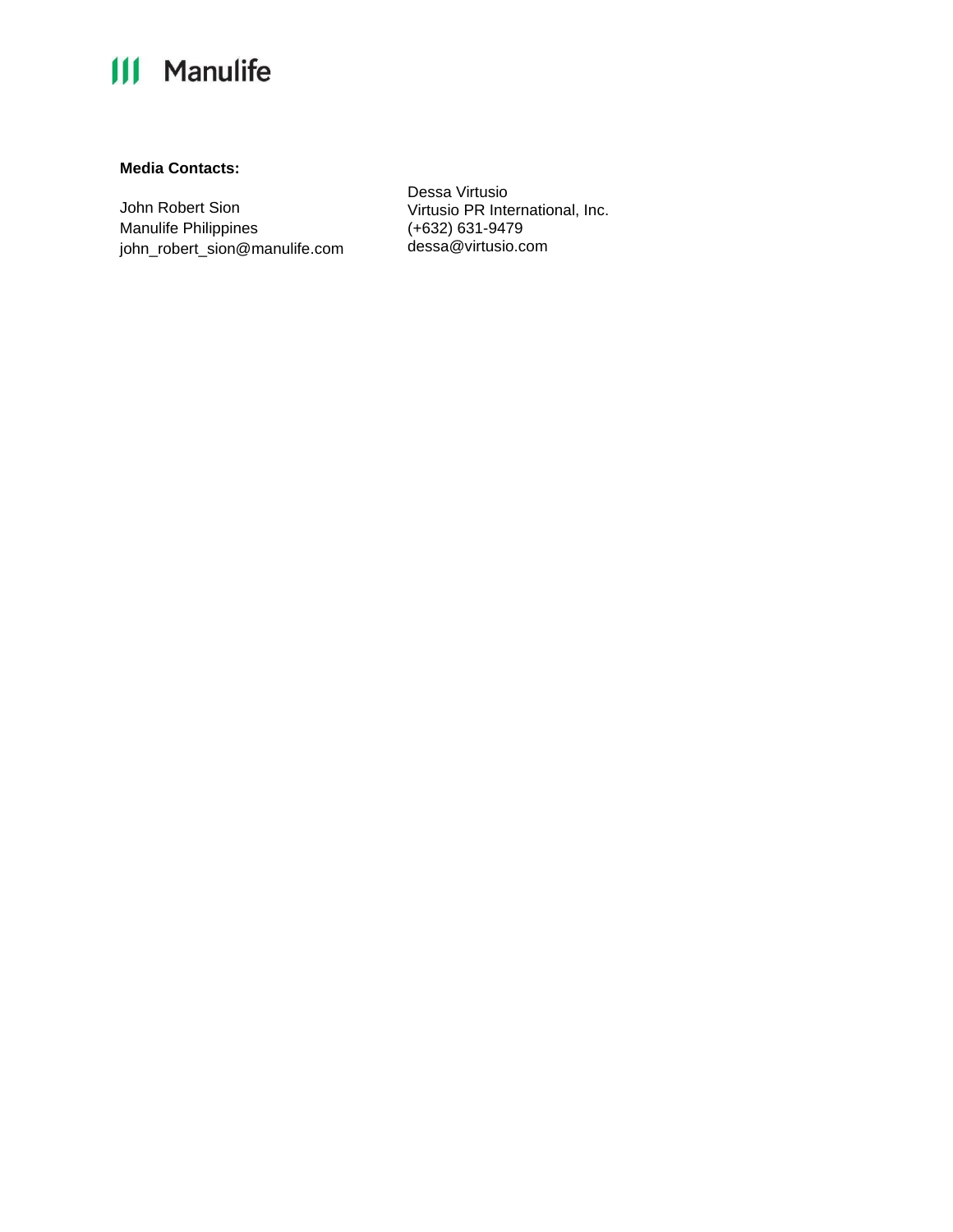Manulife

**Media Contacts:**

John Robert Sion
Manulife Philippines
john_robert_sion@manulife.com

Dessa Virtusio
Virtusio PR International, Inc.
(+632) 631-9479
dessa@virtusio.com